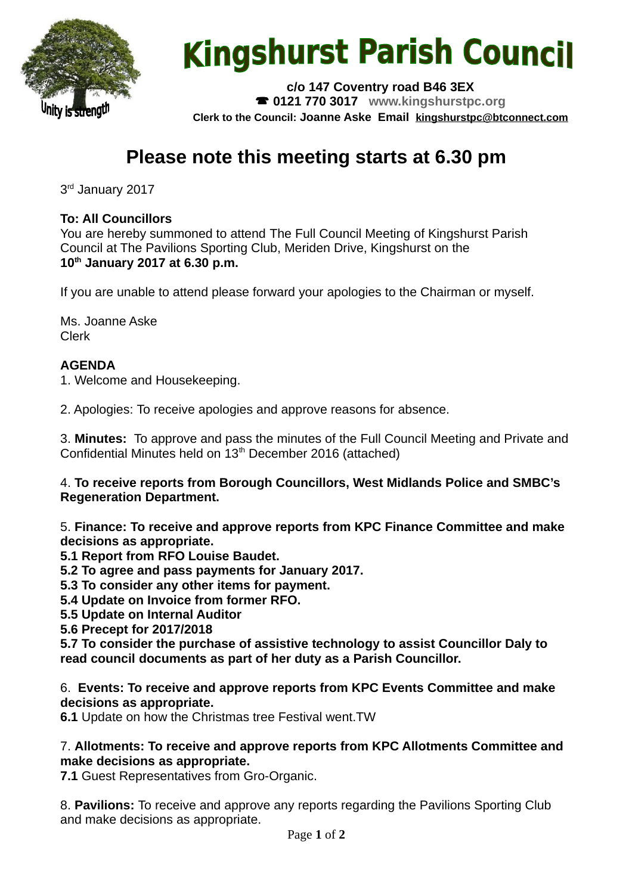# Kingshurst Parish Council

**c/o 147 Coventry road B46 3EX**
**☎ 0121 770 3017** **www.kingshurstpc.org**
**Clerk to the Council: Joanne Aske Email kingshurstpc@btconnect.com**

Unity is strength

## Please note this meeting starts at 6.30 pm

3rd January 2017

**To: All Councillors**
You are hereby summoned to attend The Full Council Meeting of Kingshurst Parish Council at The Pavilions Sporting Club, Meriden Drive, Kingshurst on the
**10th January 2017 at 6.30 p.m.**

If you are unable to attend please forward your apologies to the Chairman or myself.

Ms. Joanne Aske
Clerk

**AGENDA**

1. Welcome and Housekeeping.

2. Apologies: To receive apologies and approve reasons for absence.

3. **Minutes:** To approve and pass the minutes of the Full Council Meeting and Private and Confidential Minutes held on 13th December 2016 (attached)

4. **To receive reports from Borough Councillors, West Midlands Police and SMBC's Regeneration Department.**

5. **Finance: To receive and approve reports from KPC Finance Committee and make decisions as appropriate.**
**5.1 Report from RFO Louise Baudet.**
**5.2 To agree and pass payments for January 2017.**
**5.3 To consider any other items for payment.**
**5.4 Update on Invoice from former RFO.**
**5.5 Update on Internal Auditor**
**5.6 Precept for 2017/2018**
**5.7 To consider the purchase of assistive technology to assist Councillor Daly to read council documents as part of her duty as a Parish Councillor.**

6. **Events: To receive and approve reports from KPC Events Committee and make decisions as appropriate.**
**6.1** Update on how the Christmas tree Festival went.TW

7. **Allotments: To receive and approve reports from KPC Allotments Committee and make decisions as appropriate.**
**7.1** Guest Representatives from Gro-Organic.

8. **Pavilions:** To receive and approve any reports regarding the Pavilions Sporting Club and make decisions as appropriate.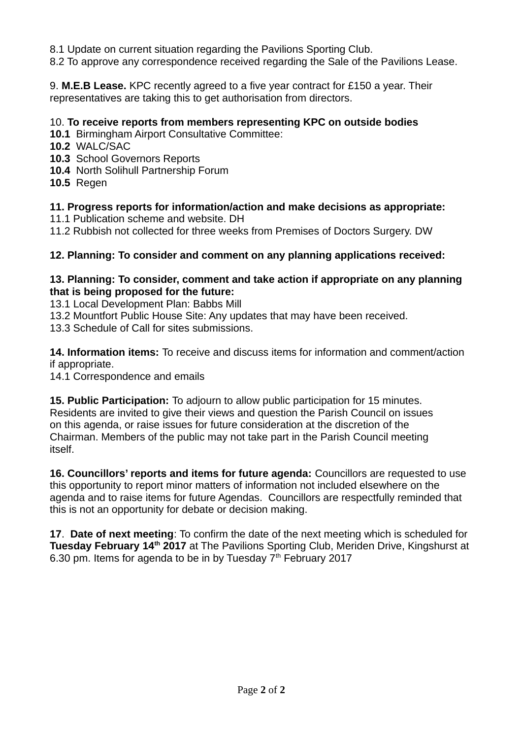8.1 Update on current situation regarding the Pavilions Sporting Club.
8.2 To approve any correspondence received regarding the Sale of the Pavilions Lease.

9. **M.E.B Lease.** KPC recently agreed to a five year contract for £150 a year. Their representatives are taking this to get authorisation from directors.

10. **To receive reports from members representing KPC on outside bodies**
**10.1** Birmingham Airport Consultative Committee:
**10.2** WALC/SAC
**10.3** School Governors Reports
**10.4** North Solihull Partnership Forum
**10.5** Regen

**11. Progress reports for information/action and make decisions as appropriate:**
11.1 Publication scheme and website. DH
11.2 Rubbish not collected for three weeks from Premises of Doctors Surgery. DW

**12. Planning: To consider and comment on any planning applications received:**

**13. Planning: To consider, comment and take action if appropriate on any planning that is being proposed for the future:**
13.1 Local Development Plan: Babbs Mill
13.2 Mountfort Public House Site: Any updates that may have been received.
13.3 Schedule of Call for sites submissions.

**14. Information items:** To receive and discuss items for information and comment/action if appropriate.
14.1 Correspondence and emails

**15. Public Participation:** To adjourn to allow public participation for 15 minutes. Residents are invited to give their views and question the Parish Council on issues on this agenda, or raise issues for future consideration at the discretion of the Chairman. Members of the public may not take part in the Parish Council meeting itself.

**16. Councillors' reports and items for future agenda:** Councillors are requested to use this opportunity to report minor matters of information not included elsewhere on the agenda and to raise items for future Agendas. Councillors are respectfully reminded that this is not an opportunity for debate or decision making.

**17**. **Date of next meeting**: To confirm the date of the next meeting which is scheduled for **Tuesday February 14th 2017** at The Pavilions Sporting Club, Meriden Drive, Kingshurst at 6.30 pm. Items for agenda to be in by Tuesday 7th February 2017